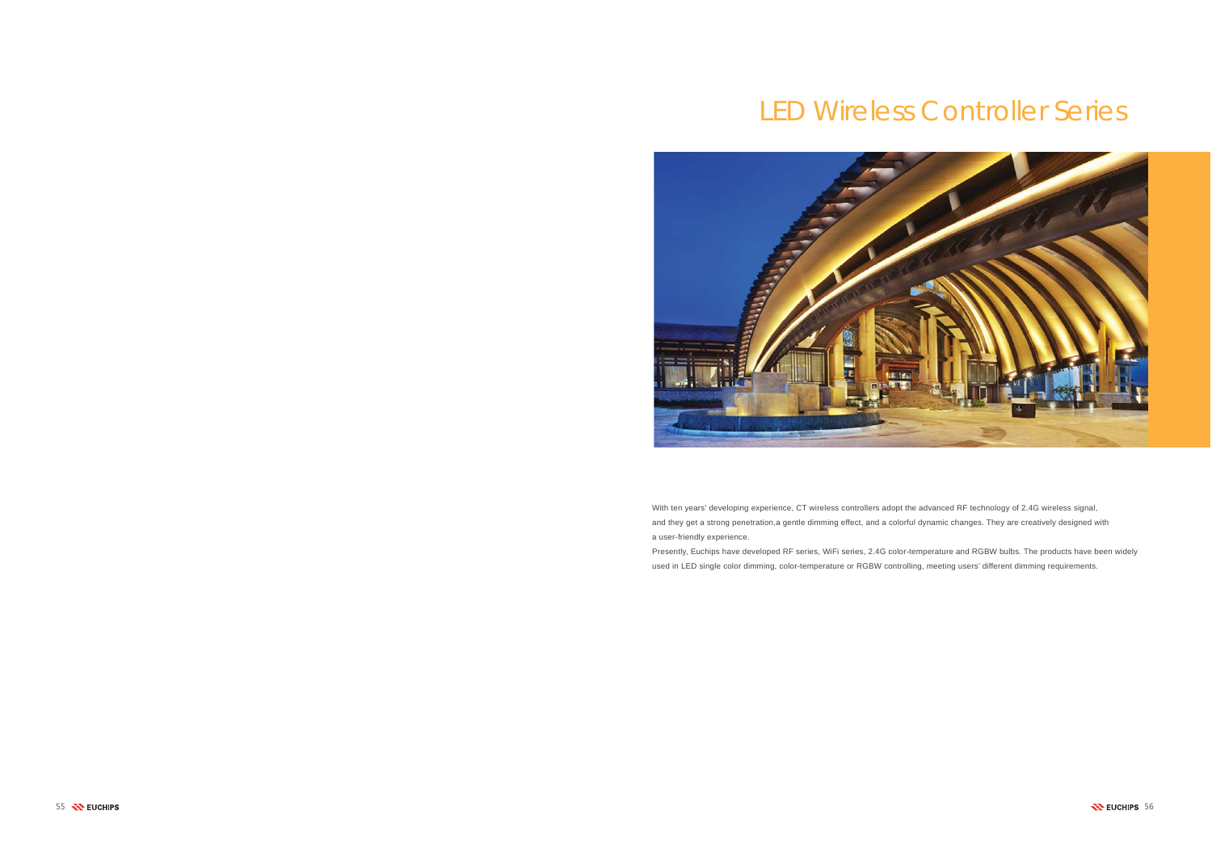# LED Wireless Controller Series

With ten years' developing experience, CT wireless controllers adopt the advanced RF technology of 2.4G wireless signal, and they get a strong penetration,a gentle dimming effect, and a colorful dynamic changes. They are creatively designed with a user-friendly experience.

Presently, Euchips have developed RF series, WiFi series, 2.4G color-temperature and RGBW bulbs. The products have been widely used in LED single color dimming, color-temperature or RGBW controlling, meeting users' different dimming requirements.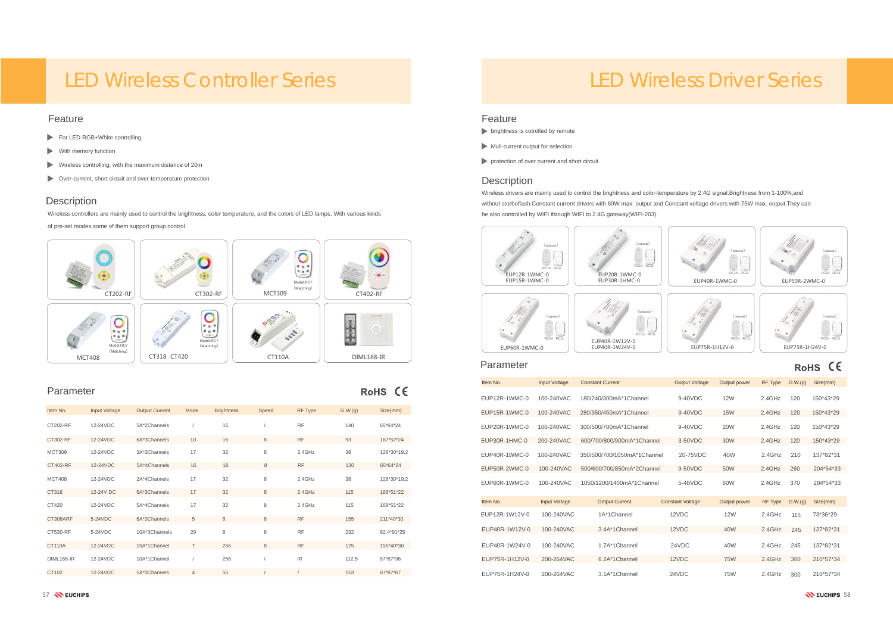# LED Wireless Controller Series

## Feature

- For LED RGB+White controlling
- With memory function
- Wireless controlling, with the maximum distance of 20m
- Over-current, short circuit and over-temperature protection

## Description

Wireless controllers are mainly used to control the brightness, color temperature, and the colors of LED lamps. With various kinds of pre-set modes,some of them support group control.

CT202-RF | CT302-RF | MCT309 (Model:RC7 (Matching)) | CT402-RF | MCT408 (Model:RC7 (Matching)) | CT318 CT420 (Model:RC7 (Matching)) | CT110A | DIML168-IR

## Parameter

RoHS CE

| Item No. | Input Voltage | Output Current | Mode | Brightness | Speed | RF Type | G.W.(g) | Size(mm) |
|---|---|---|---|---|---|---|---|---|
| CT202-RF | 12-24VDC | 5A*2Channels | / | 16 | / | RF | 140 | 65*64*24 |
| CT302-RF | 12-24VDC | 6A*3Channels | 10 | 16 | 8 | RF | 93 | 167*52*24 |
| MCT309 | 12-24VDC | 3A*3Channels | 17 | 32 | 8 | 2.4GHz | 38 | 128*30*19.2 |
| CT402-RF | 12-24VDC | 5A*4Channels | 16 | 16 | 8 | RF | 130 | 65*64*24 |
| MCT408 | 12-24VDC | 2A*4Channels | 17 | 32 | 8 | 2.4GHz | 38 | 128*30*19.2 |
| CT318 | 12-24V DC | 6A*3Channels | 17 | 32 | 8 | 2.4GHz | 115 | 168*51*22 |
| CT420 | 12-24VDC | 5A*4Channels | 17 | 32 | 8 | 2.4GHz | 115 | 168*51*22 |
| CT308ARF | 5-24VDC | 6A*3Channels | 5 | 8 | 8 | RF | 155 | 211*40*30 |
| CT530-RF | 5-24VDC | 10A*3Channels | 29 | 8 | 8 | RF | 232 | 82.4*91*25 |
| CT110A | 12-24VDC | 15A*1Channel | 7 | 256 | 8 | RF | 125 | 155*40*30 |
| DIML168-IR | 12-24VDC | 10A*1Channel | / | 256 | / | IR | 112.5 | 87*87*36 |
| CT102 | 12-24VDC | 5A*3Channels | 4 | 55 | / | / | 153 | 87*87*67 |

# LED Wireless Driver Series

## Feature

- brightness is cotrolled by remote
- Muli-current output for selection
- protection of over current and short circuit

## Description

Wireless drivers are mainly used to control the brightness and color-temperature by 2.4G signal.Brightness from 1-100%,and without storboflash.Constant current drivers with 60W max. output and Constant voltage drivers with 75W max. output.They can be also controlled by WIFI through WIFI to 2.4G gateway(WIFI-203).

EUP12R-1WMC-0 EUP15R-1WMC-0 | EUP20R-1WMC-0 EUP30R-1HMC-0 | EUP40R-1WMC-0 | EUP50R-2WMC-0 | EUP60R-1WMC-0 | EUP40R-1W12V-0 EUP40R-1W24V-0 | EUP75R-1H12V-0 | EUP75R-1H24V-0 (Optional: RC14, RC11)

## Parameter

RoHS CE

| Item No. | Input Voltage | Constant Current | Output Voltage | Output power | RF Type | G.W.(g) | Size(mm) |
|---|---|---|---|---|---|---|---|
| EUP12R-1WMC-0 | 100-240VAC | 180/240/300mA*1Channel | 9-40VDC | 12W | 2.4GHz | 120 | 150*43*29 |
| EUP15R-1WMC-0 | 100-240VAC | 280/350/450mA*1Channel | 9-40VDC | 15W | 2.4GHz | 120 | 150*43*29 |
| EUP20R-1WMC-0 | 100-240VAC | 300/500/700mA*1Channel | 9-40VDC | 20W | 2.4GHz | 120 | 150*43*29 |
| EUP30R-1HMC-0 | 200-240VAC | 600/700/800/900mA*1Channel | 3-50VDC | 30W | 2.4GHz | 120 | 150*43*29 |
| EUP40R-1WMC-0 | 100-240VAC | 350/500/700/1050mA*1Channel | 20-75VDC | 40W | 2.4GHz | 210 | 137*82*31 |
| EUP50R-2WMC-0 | 100-240VAC | 500/600/700/850mA*2Channel | 9-50VDC | 50W | 2.4GHz | 260 | 204*54*33 |
| EUP60R-1WMC-0 | 100-240VAC | 1050/1200/1400mA*1Channel | 5-48VDC | 60W | 2.4GHz | 370 | 204*54*33 |

| Item No. | Input Voltage | Ontput Current | Constant Voltage | Output power | RF Type | G.W.(g) | Size(mm) |
|---|---|---|---|---|---|---|---|
| EUP12R-1W12V-0 | 100-240VAC | 1A*1Channel | 12VDC | 12W | 2.4GHz | 115 | 73*36*29 |
| EUP40R-1W12V-0 | 100-240VAC | 3.4A*1Channel | 12VDC | 40W | 2.4GHz | 245 | 137*82*31 |
| EUP40R-1W24V-0 | 100-240VAC | 1.7A*1Channel | 24VDC | 40W | 2.4GHz | 245 | 137*82*31 |
| EUP75R-1H12V-0 | 200-264VAC | 6.2A*1Channel | 12VDC | 75W | 2.4GHz | 300 | 210*57*34 |
| EUP75R-1H24V-0 | 200-264VAC | 3.1A*1Channel | 24VDC | 75W | 2.4GHz | 300 | 210*57*34 |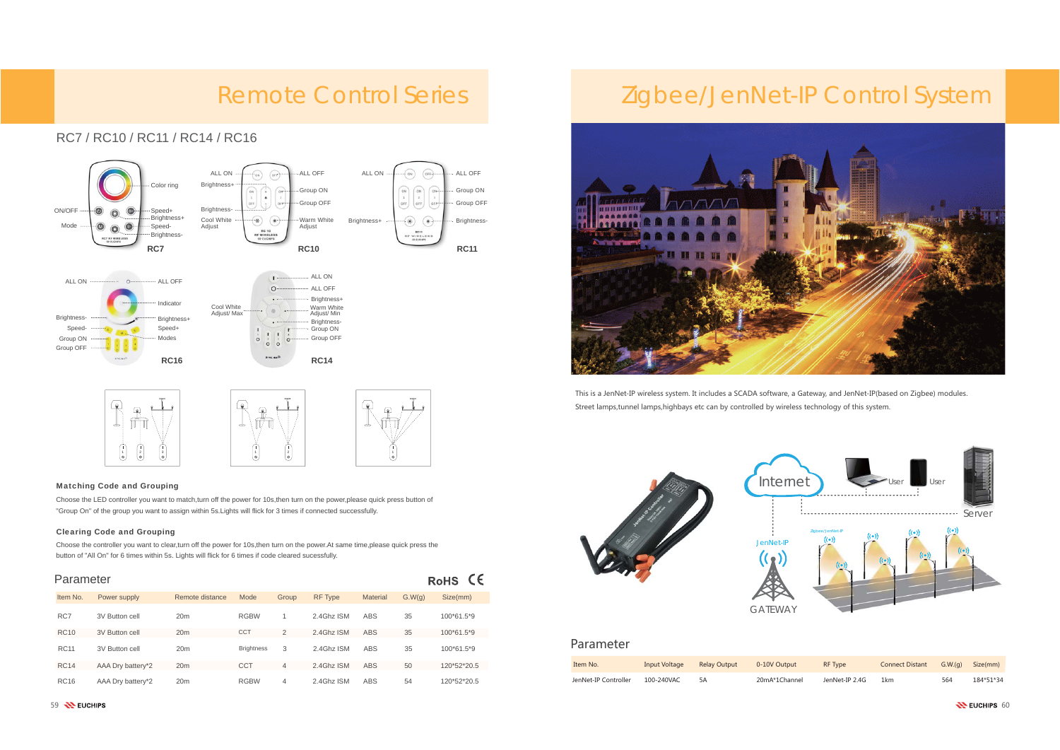# Remote Control Series

## RC7 / RC10 / RC11 / RC14 / RC16

Color ring
ON/OFF
Mode
Speed+
Brightness+
Speed-
Brightness-
RC7

ALL ON
Brightness+
Brightness-
Cool White Adjust
ALL OFF
Group ON
Group OFF
Warm White Adjust
RC10

ALL ON
Brightness+
ALL OFF
Group ON
Group OFF
Brightness-
RC11

ALL ON
ALL OFF
Indicator
Brightness-
Speed-
Group ON
Group OFF
Brightness+
Speed+
Modes
RC16

Cool White Adjust/ Max
ALL ON
ALL OFF
Brightness+
Warm White Adjust/ Min
Brightness-
Group ON
Group OFF
RC14

### Matching Code and Grouping

Choose the LED controller you want to match,turn off the power for 10s,then turn on the power,please quick press button of "Group On" of the group you want to assign within 5s.Lights will flick for 3 times if connected successfully.

### Clearing Code and Grouping

Choose the controller you want to clear,turn off the power for 10s,then turn on the power.At same time,please quick press the button of "All On" for 6 times within 5s. Lights will flick for 6 times if code cleared sucessfully.

## Parameter

RoHS CE

| Item No. | Power supply | Remote distance | Mode | Group | RF Type | Material | G.W(g) | Size(mm) |
|---|---|---|---|---|---|---|---|---|
| RC7 | 3V Button cell | 20m | RGBW | 1 | 2.4Ghz ISM | ABS | 35 | 100*61.5*9 |
| RC10 | 3V Button cell | 20m | CCT | 2 | 2.4Ghz ISM | ABS | 35 | 100*61.5*9 |
| RC11 | 3V Button cell | 20m | Brightness | 3 | 2.4Ghz ISM | ABS | 35 | 100*61.5*9 |
| RC14 | AAA Dry battery*2 | 20m | CCT | 4 | 2.4Ghz ISM | ABS | 50 | 120*52*20.5 |
| RC16 | AAA Dry battery*2 | 20m | RGBW | 4 | 2.4Ghz ISM | ABS | 54 | 120*52*20.5 |

# Zigbee/JenNet-IP Control System

This is a JenNet-IP wireless system. It includes a SCADA software, a Gateway, and JenNet-IP(based on Zigbee) modules. Street lamps,tunnel lamps,highbays etc can by controlled by wireless technology of this system.

Internet
User
User
Server
JenNet-IP
Zigbee/JenNet-IP
GATEWAY

## Parameter

| Item No. | Input Voltage | Relay Output | 0-10V Output | RF Type | Connect Distant | G.W.(g) | Size(mm) |
|---|---|---|---|---|---|---|---|
| JenNet-IP Controller | 100-240VAC | 5A | 20mA*1Channel | JenNet-IP 2.4G | 1km | 564 | 184*51*34 |